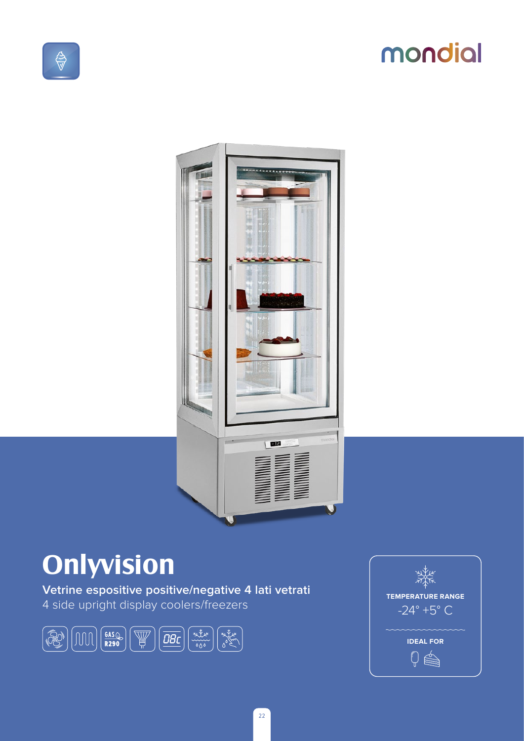mondial

# Onlyvision

**Vetrine espositive positive/negative 4 lati vetrati**

4 side upright display coolers/freezers

**TEMPERATURE RANGE**

-24° +5° C

**IDEAL FOR**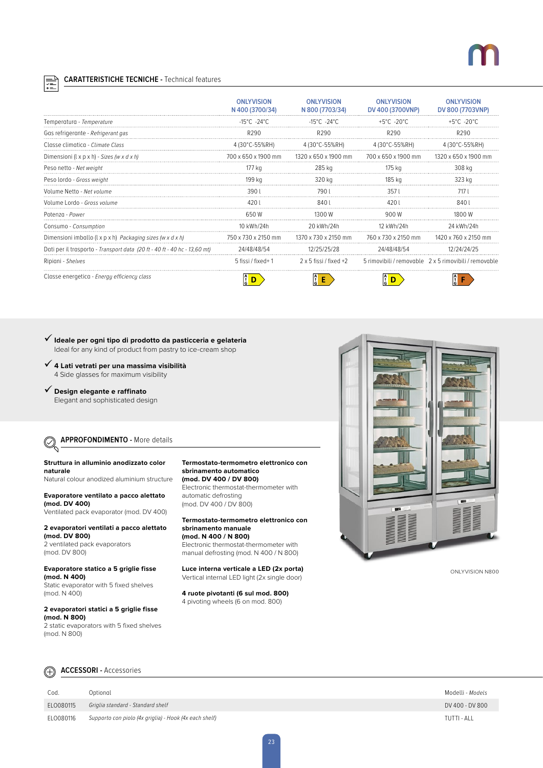## CARATTERISTICHE TECNICHE - Technical features

| | ONLYVISION N 400 (3700/34) | ONLYVISION N 800 (7703/34) | ONLYVISION DV 400 (3700VNP) | ONLYVISION DV 800 (7703VNP) |
|---|---|---|---|---|
| Temperatura - *Temperature* | -15°C -24°C | -15°C -24°C | +5°C -20°C | +5°C -20°C |
| Gas refrigerante - *Refrigerant gas* | R290 | R290 | R290 | R290 |
| Classe climatica - *Climate Class* | 4 (30°C-55%RH) | 4 (30°C-55%RH) | 4 (30°C-55%RH) | 4 (30°C-55%RH) |
| Dimensioni (l x p x h) - *Sizes (w x d x h)* | 700 x 650 x 1900 mm | 1320 x 650 x 1900 mm | 700 x 650 x 1900 mm | 1320 x 650 x 1900 mm |
| Peso netto - *Net weight* | 177 kg | 285 kg | 175 kg | 308 kg |
| Peso lordo - *Gross weight* | 199 kg | 320 kg | 185 kg | 323 kg |
| Volume Netto - *Net volume* | 390 l | 790 l | 357 l | 717 l |
| Volume Lordo - *Gross volume* | 420 l | 840 l | 420 l | 840 l |
| Potenza - *Power* | 650 W | 1300 W | 900 W | 1800 W |
| Consumo - *Consumption* | 10 kWh/24h | 20 kWh/24h | 12 kWh/24h | 24 kWh/24h |
| Dimensioni imballo (l x p x h) *Packaging sizes (w x d x h)* | 750 x 730 x 2150 mm | 1370 x 730 x 2150 mm | 760 x 730 x 2150 mm | 1420 x 760 x 2150 mm |
| Dati per il trasporto - *Transport data (20 ft - 40 ft - 40 hc - 13,60 mt)* | 24/48/48/54 | 12/25/25/28 | 24/48/48/54 | 12/24/24/25 |
| Ripiani - *Shelves* | 5 fissi / fixed+ 1 | 2 x 5 fissi / fixed +2 | 5 rimovibili / removable | 2 x 5 rimovibili / removable |
| Classe energetica - *Energy efficiency class* | D | E | D | F |

✓ **Ideale per ogni tipo di prodotto da pasticceria e gelateria**
Ideal for any kind of product from pastry to ice-cream shop

✓ **4 Lati vetrati per una massima visibilità**
4 Side glasses for maximum visibility

✓ **Design elegante e raffinato**
Elegant and sophisticated design

## APPROFONDIMENTO - More details

**Struttura in alluminio anodizzato color naturale**
Natural colour anodized aluminium structure

**Evaporatore ventilato a pacco alettato (mod. DV 400)**
Ventilated pack evaporator (mod. DV 400)

**2 evaporatori ventilati a pacco alettato (mod. DV 800)**
2 ventilated pack evaporators (mod. DV 800)

**Evaporatore statico a 5 griglie fisse (mod. N 400)**
Static evaporator with 5 fixed shelves (mod. N 400)

**2 evaporatori statici a 5 griglie fisse (mod. N 800)**
2 static evaporators with 5 fixed shelves (mod. N 800)

**Termostato-termometro elettronico con sbrinamento automatico (mod. DV 400 / DV 800)**
Electronic thermostat-thermometer with automatic defrosting (mod. DV 400 / DV 800)

**Termostato-termometro elettronico con sbrinamento manuale (mod. N 400 / N 800)**
Electronic thermostat-thermometer with manual defrosting (mod. N 400 / N 800)

**Luce interna verticale a LED (2x porta)**
Vertical internal LED light (2x single door)

**4 ruote pivotanti (6 sul mod. 800)**
4 pivoting wheels (6 on mod. 800)

ONLYVISION N800

## ACCESSORI - Accessories

| Cod. | Optional | Modelli - *Models* |
|---|---|---|
| ELO080115 | *Griglia standard - Standard shelf* | DV 400 - DV 800 |
| ELO080116 | *Supporto con piolo (4x griglia) - Hook (4x each shelf)* | TUTTI - ALL |